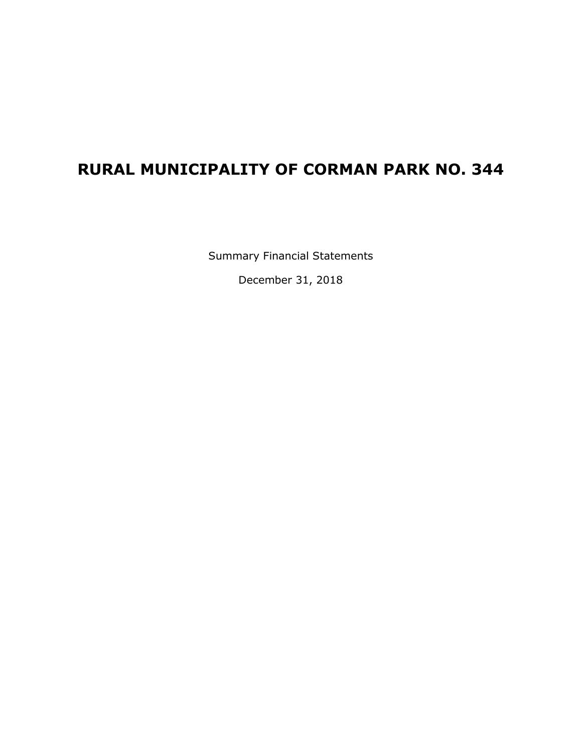# RURAL MUNICIPALITY OF CORMAN PARK NO. 344

Summary Financial Statements

December 31, 2018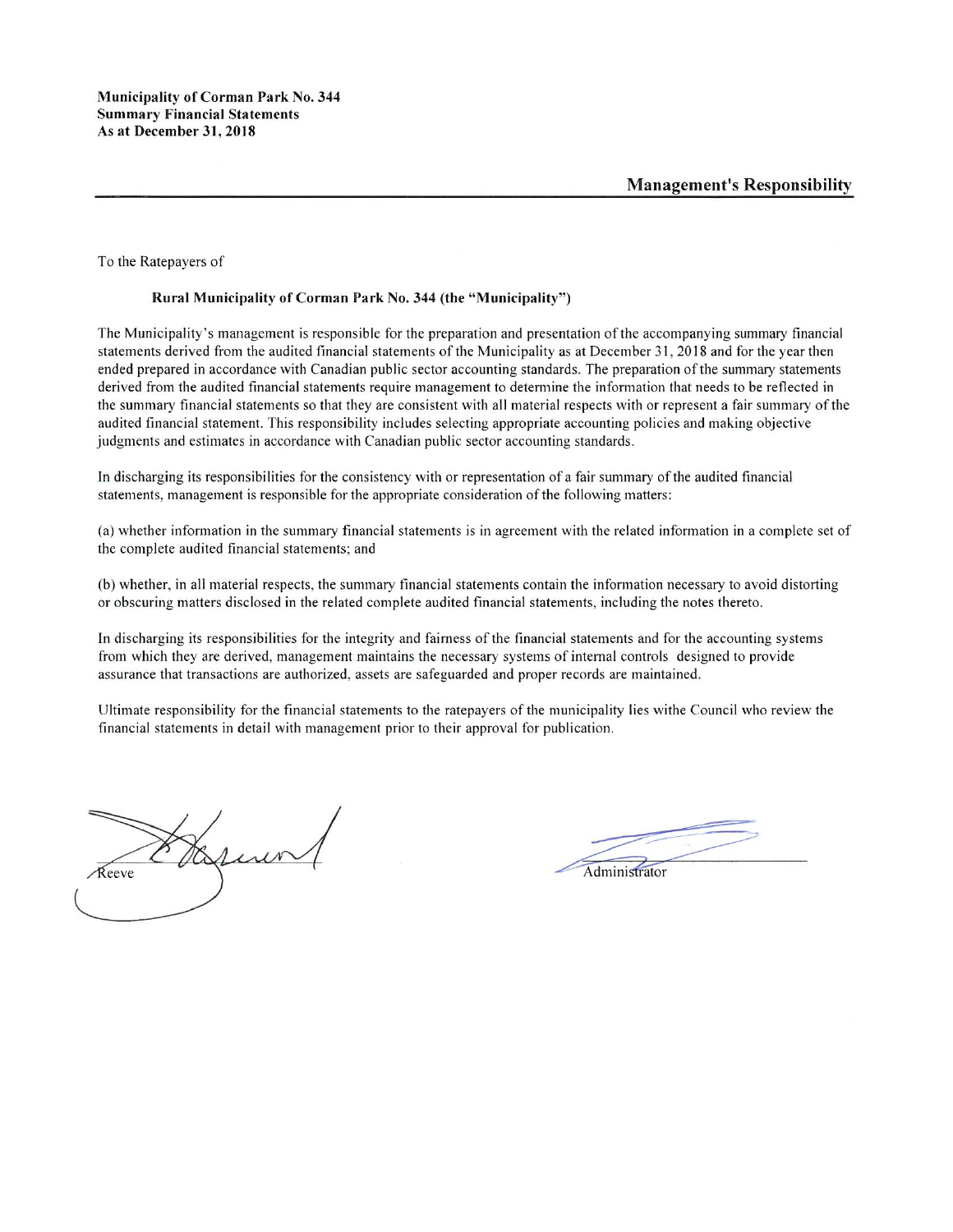**Municipality of Corman Park No. 344**
**Summary Financial Statements**
**As at December 31, 2018**

## Management's Responsibility

To the Ratepayers of

**Rural Municipality of Corman Park No. 344 (the "Municipality")**

The Municipality's management is responsible for the preparation and presentation of the accompanying summary financial statements derived from the audited financial statements of the Municipality as at December 31, 2018 and for the year then ended prepared in accordance with Canadian public sector accounting standards. The preparation of the summary statements derived from the audited financial statements require management to determine the information that needs to be reflected in the summary financial statements so that they are consistent with all material respects with or represent a fair summary of the audited financial statement. This responsibility includes selecting appropriate accounting policies and making objective judgments and estimates in accordance with Canadian public sector accounting standards.

In discharging its responsibilities for the consistency with or representation of a fair summary of the audited financial statements, management is responsible for the appropriate consideration of the following matters:

(a) whether information in the summary financial statements is in agreement with the related information in a complete set of the complete audited financial statements; and

(b) whether, in all material respects, the summary financial statements contain the information necessary to avoid distorting or obscuring matters disclosed in the related complete audited financial statements, including the notes thereto.

In discharging its responsibilities for the integrity and fairness of the financial statements and for the accounting systems from which they are derived, management maintains the necessary systems of internal controls designed to provide assurance that transactions are authorized, assets are safeguarded and proper records are maintained.

Ultimate responsibility for the financial statements to the ratepayers of the municipality lies withe Council who review the financial statements in detail with management prior to their approval for publication.

Reeve

Administrator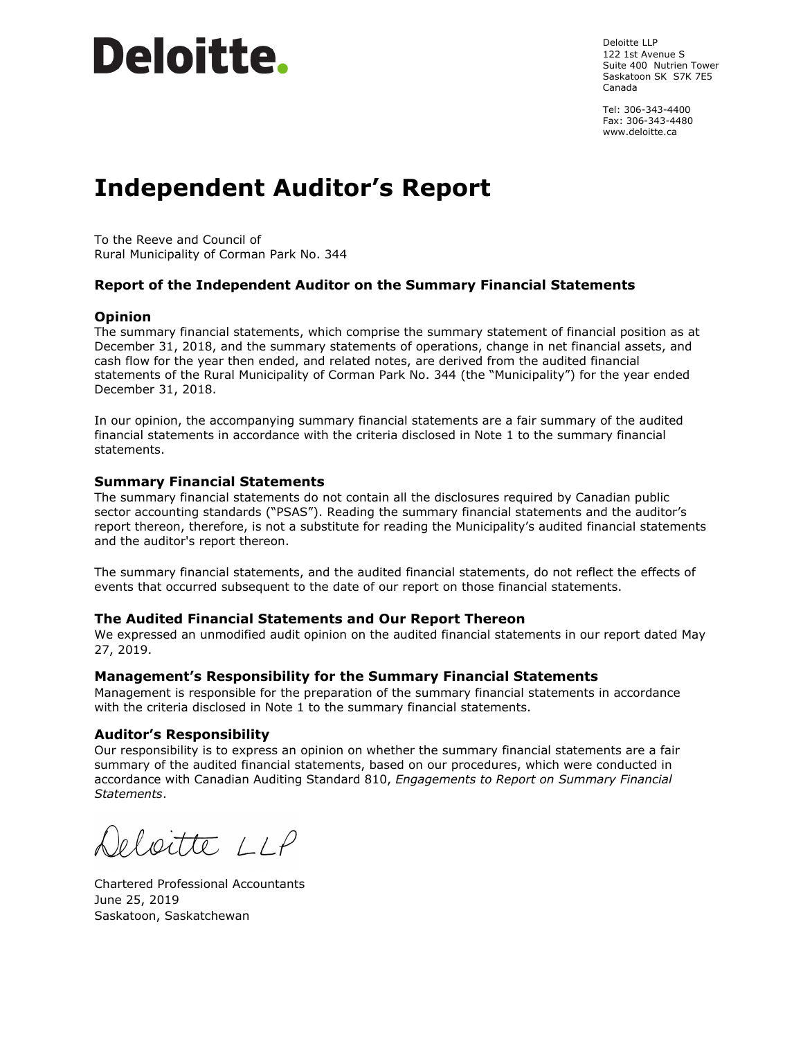Deloitte.

Deloitte LLP
122 1st Avenue S
Suite 400 Nutrien Tower
Saskatoon SK S7K 7E5
Canada

Tel: 306-343-4400
Fax: 306-343-4480
www.deloitte.ca

# Independent Auditor's Report

To the Reeve and Council of
Rural Municipality of Corman Park No. 344

### Report of the Independent Auditor on the Summary Financial Statements

#### Opinion

The summary financial statements, which comprise the summary statement of financial position as at December 31, 2018, and the summary statements of operations, change in net financial assets, and cash flow for the year then ended, and related notes, are derived from the audited financial statements of the Rural Municipality of Corman Park No. 344 (the "Municipality") for the year ended December 31, 2018.

In our opinion, the accompanying summary financial statements are a fair summary of the audited financial statements in accordance with the criteria disclosed in Note 1 to the summary financial statements.

#### Summary Financial Statements

The summary financial statements do not contain all the disclosures required by Canadian public sector accounting standards ("PSAS"). Reading the summary financial statements and the auditor's report thereon, therefore, is not a substitute for reading the Municipality's audited financial statements and the auditor's report thereon.

The summary financial statements, and the audited financial statements, do not reflect the effects of events that occurred subsequent to the date of our report on those financial statements.

#### The Audited Financial Statements and Our Report Thereon

We expressed an unmodified audit opinion on the audited financial statements in our report dated May 27, 2019.

#### Management's Responsibility for the Summary Financial Statements

Management is responsible for the preparation of the summary financial statements in accordance with the criteria disclosed in Note 1 to the summary financial statements.

#### Auditor's Responsibility

Our responsibility is to express an opinion on whether the summary financial statements are a fair summary of the audited financial statements, based on our procedures, which were conducted in accordance with Canadian Auditing Standard 810, *Engagements to Report on Summary Financial Statements*.

Deloitte LLP

Chartered Professional Accountants
June 25, 2019
Saskatoon, Saskatchewan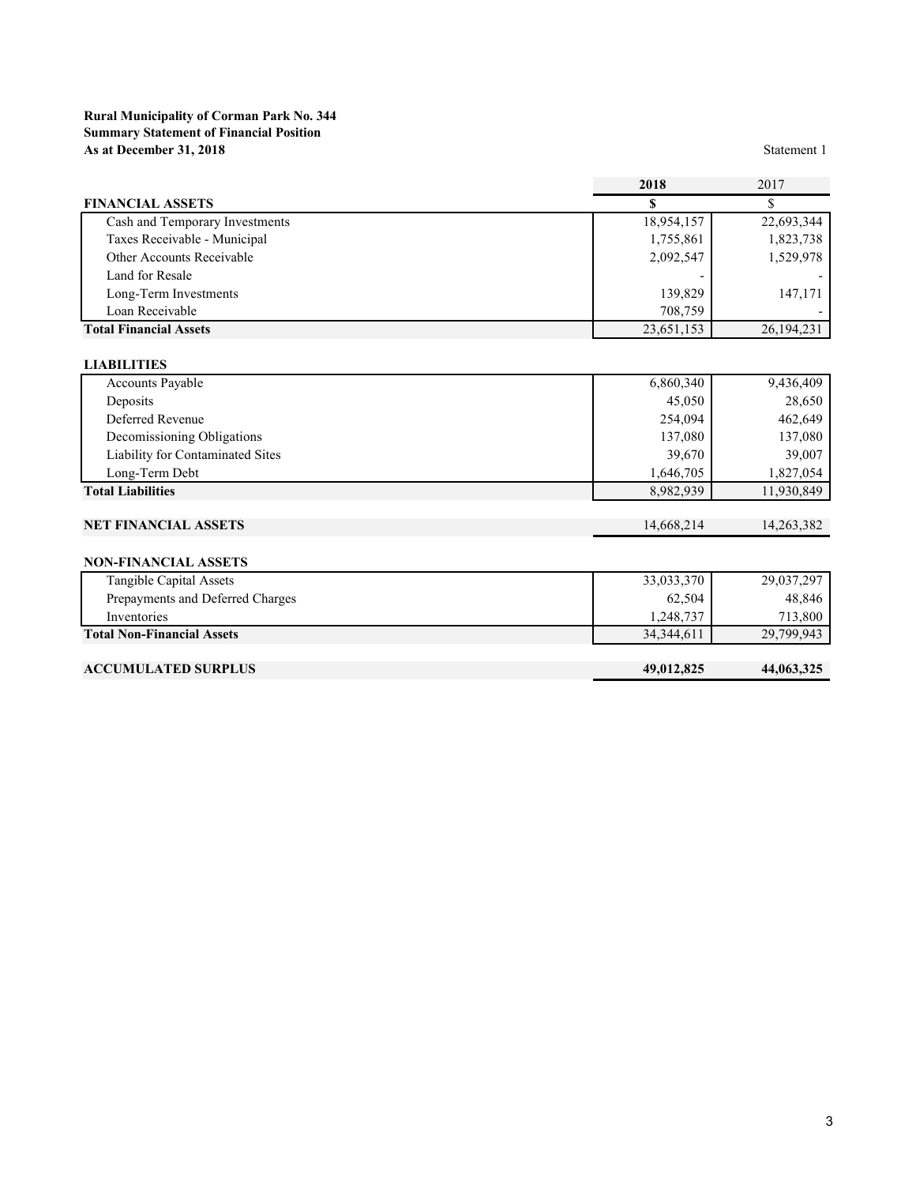**Rural Municipality of Corman Park No. 344**
**Summary Statement of Financial Position**
**As at December 31, 2018**

Statement 1

| | 2018 | 2017 |
|---|---|---|
| **FINANCIAL ASSETS** | **$** | $ |
| Cash and Temporary Investments | 18,954,157 | 22,693,344 |
| Taxes Receivable - Municipal | 1,755,861 | 1,823,738 |
| Other Accounts Receivable | 2,092,547 | 1,529,978 |
| Land for Resale | - | - |
| Long-Term Investments | 139,829 | 147,171 |
| Loan Receivable | 708,759 | - |
| **Total Financial Assets** | 23,651,153 | 26,194,231 |
| | | |
| **LIABILITIES** | | |
| Accounts Payable | 6,860,340 | 9,436,409 |
| Deposits | 45,050 | 28,650 |
| Deferred Revenue | 254,094 | 462,649 |
| Decomissioning Obligations | 137,080 | 137,080 |
| Liability for Contaminated Sites | 39,670 | 39,007 |
| Long-Term Debt | 1,646,705 | 1,827,054 |
| **Total Liabilities** | 8,982,939 | 11,930,849 |
| | | |
| **NET FINANCIAL ASSETS** | 14,668,214 | 14,263,382 |
| | | |
| **NON-FINANCIAL ASSETS** | | |
| Tangible Capital Assets | 33,033,370 | 29,037,297 |
| Prepayments and Deferred Charges | 62,504 | 48,846 |
| Inventories | 1,248,737 | 713,800 |
| **Total Non-Financial Assets** | 34,344,611 | 29,799,943 |
| | | |
| **ACCUMULATED SURPLUS** | **49,012,825** | **44,063,325** |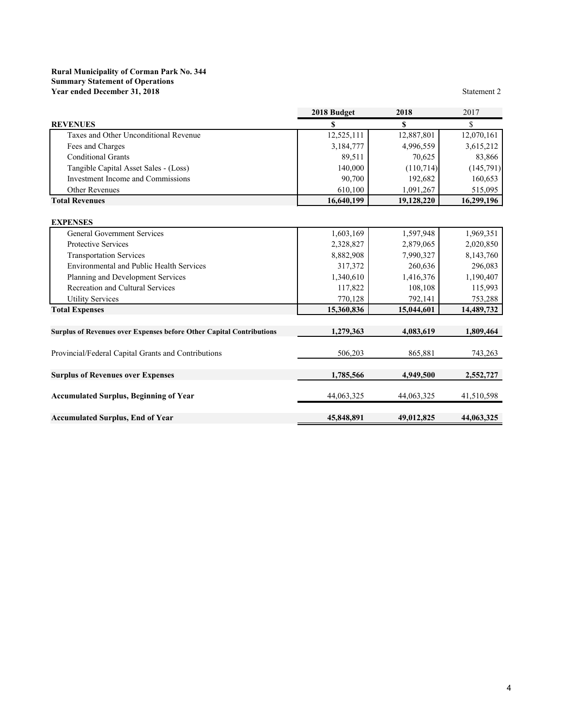**Rural Municipality of Corman Park No. 344**
**Summary Statement of Operations**
**Year ended December 31, 2018**

Statement 2

| | 2018 Budget | 2018 | 2017 |
|---|---|---|---|
| **REVENUES** | **$** | **$** | $ |
| Taxes and Other Unconditional Revenue | 12,525,111 | 12,887,801 | 12,070,161 |
| Fees and Charges | 3,184,777 | 4,996,559 | 3,615,212 |
| Conditional Grants | 89,511 | 70,625 | 83,866 |
| Tangible Capital Asset Sales - (Loss) | 140,000 | (110,714) | (145,791) |
| Investment Income and Commissions | 90,700 | 192,682 | 160,653 |
| Other Revenues | 610,100 | 1,091,267 | 515,095 |
| **Total Revenues** | **16,640,199** | **19,128,220** | **16,299,196** |
| | | | |
| **EXPENSES** | | | |
| General Government Services | 1,603,169 | 1,597,948 | 1,969,351 |
| Protective Services | 2,328,827 | 2,879,065 | 2,020,850 |
| Transportation Services | 8,882,908 | 7,990,327 | 8,143,760 |
| Environmental and Public Health Services | 317,372 | 260,636 | 296,083 |
| Planning and Development Services | 1,340,610 | 1,416,376 | 1,190,407 |
| Recreation and Cultural Services | 117,822 | 108,108 | 115,993 |
| Utility Services | 770,128 | 792,141 | 753,288 |
| **Total Expenses** | **15,360,836** | **15,044,601** | **14,489,732** |
| | | | |
| **Surplus of Revenues over Expenses before Other Capital Contributions** | **1,279,363** | **4,083,619** | **1,809,464** |
| | | | |
| Provincial/Federal Capital Grants and Contributions | 506,203 | 865,881 | 743,263 |
| | | | |
| **Surplus of Revenues over Expenses** | **1,785,566** | **4,949,500** | **2,552,727** |
| | | | |
| **Accumulated Surplus, Beginning of Year** | 44,063,325 | 44,063,325 | 41,510,598 |
| | | | |
| **Accumulated Surplus, End of Year** | **45,848,891** | **49,012,825** | **44,063,325** |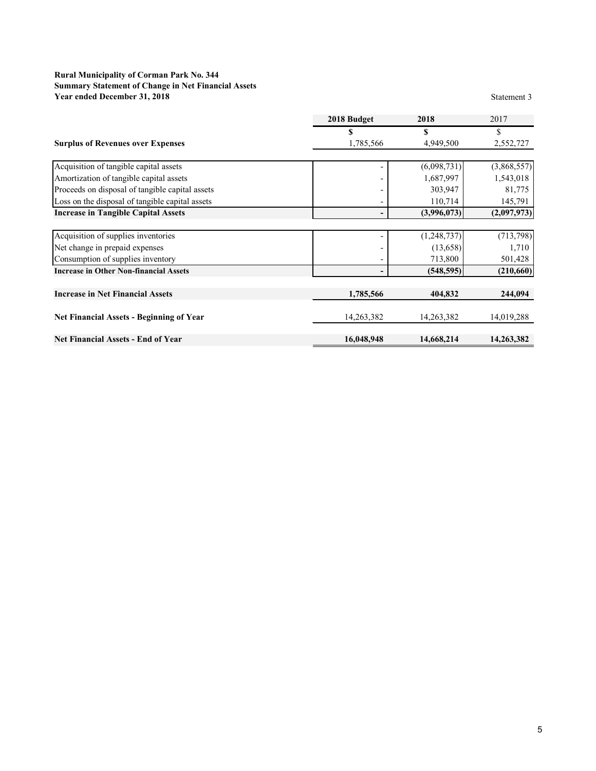**Rural Municipality of Corman Park No. 344**
**Summary Statement of Change in Net Financial Assets**
**Year ended December 31, 2018**

Statement 3

| | 2018 Budget | 2018 | 2017 |
|---|---|---|---|
| | $ | $ | $ |
| **Surplus of Revenues over Expenses** | 1,785,566 | 4,949,500 | 2,552,727 |
| | | | |
| Acquisition of tangible capital assets | - | (6,098,731) | (3,868,557) |
| Amortization of tangible capital assets | - | 1,687,997 | 1,543,018 |
| Proceeds on disposal of tangible capital assets | - | 303,947 | 81,775 |
| Loss on the disposal of tangible capital assets | - | 110,714 | 145,791 |
| **Increase in Tangible Capital Assets** | **-** | **(3,996,073)** | **(2,097,973)** |
| | | | |
| Acquisition of supplies inventories | - | (1,248,737) | (713,798) |
| Net change in prepaid expenses | - | (13,658) | 1,710 |
| Consumption of supplies inventory | - | 713,800 | 501,428 |
| **Increase in Other Non-financial Assets** | **-** | **(548,595)** | **(210,660)** |
| | | | |
| **Increase in Net Financial Assets** | **1,785,566** | **404,832** | **244,094** |
| | | | |
| **Net Financial Assets - Beginning of Year** | 14,263,382 | 14,263,382 | 14,019,288 |
| | | | |
| **Net Financial Assets - End of Year** | **16,048,948** | **14,668,214** | **14,263,382** |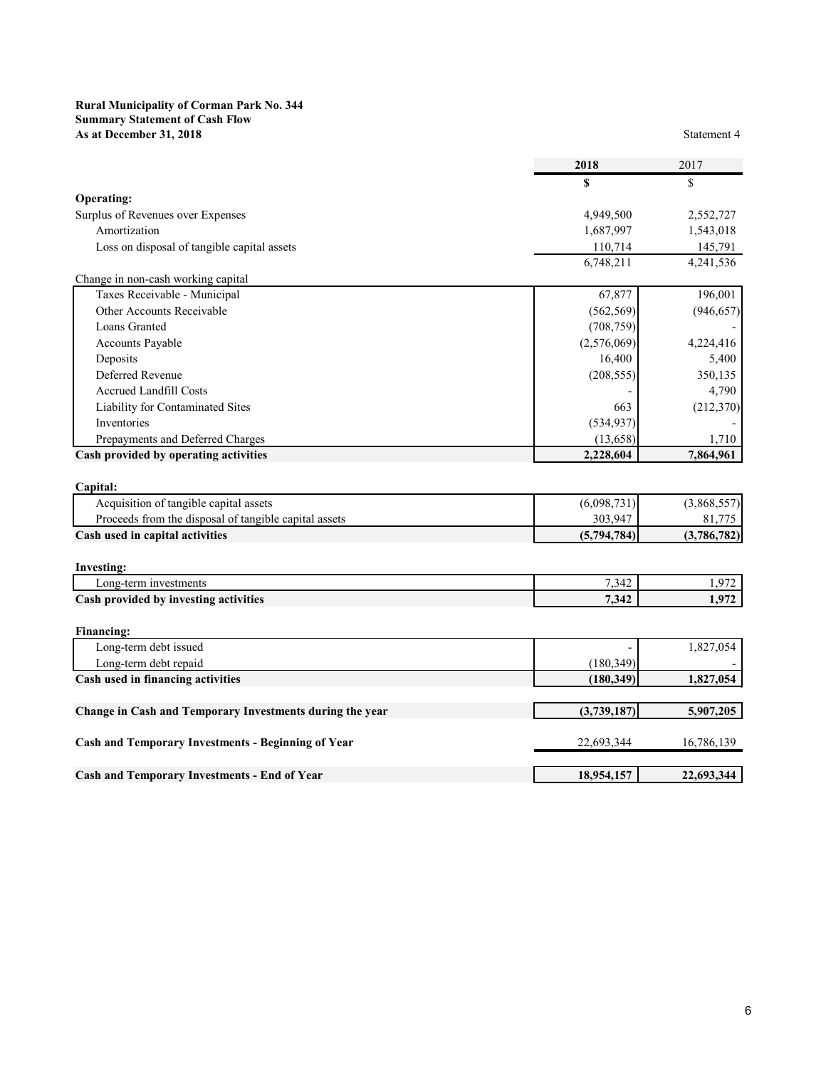**Rural Municipality of Corman Park No. 344**
**Summary Statement of Cash Flow**
**As at December 31, 2018**

Statement 4

| | 2018 | 2017 |
|---|---|---|
| | $ | $ |
| **Operating:** | | |
| Surplus of Revenues over Expenses | 4,949,500 | 2,552,727 |
| Amortization | 1,687,997 | 1,543,018 |
| Loss on disposal of tangible capital assets | 110,714 | 145,791 |
| | 6,748,211 | 4,241,536 |
| Change in non-cash working capital | | |
| Taxes Receivable - Municipal | 67,877 | 196,001 |
| Other Accounts Receivable | (562,569) | (946,657) |
| Loans Granted | (708,759) | - |
| Accounts Payable | (2,576,069) | 4,224,416 |
| Deposits | 16,400 | 5,400 |
| Deferred Revenue | (208,555) | 350,135 |
| Accrued Landfill Costs | - | 4,790 |
| Liability for Contaminated Sites | 663 | (212,370) |
| Inventories | (534,937) | - |
| Prepayments and Deferred Charges | (13,658) | 1,710 |
| **Cash provided by operating activities** | **2,228,604** | **7,864,961** |
| | | |
| **Capital:** | | |
| Acquisition of tangible capital assets | (6,098,731) | (3,868,557) |
| Proceeds from the disposal of tangible capital assets | 303,947 | 81,775 |
| **Cash used in capital activities** | **(5,794,784)** | **(3,786,782)** |
| | | |
| **Investing:** | | |
| Long-term investments | 7,342 | 1,972 |
| **Cash provided by investing activities** | **7,342** | **1,972** |
| | | |
| **Financing:** | | |
| Long-term debt issued | - | 1,827,054 |
| Long-term debt repaid | (180,349) | - |
| **Cash used in financing activities** | **(180,349)** | **1,827,054** |
| | | |
| **Change in Cash and Temporary Investments during the year** | **(3,739,187)** | **5,907,205** |
| | | |
| **Cash and Temporary Investments - Beginning of Year** | 22,693,344 | 16,786,139 |
| | | |
| **Cash and Temporary Investments - End of Year** | **18,954,157** | **22,693,344** |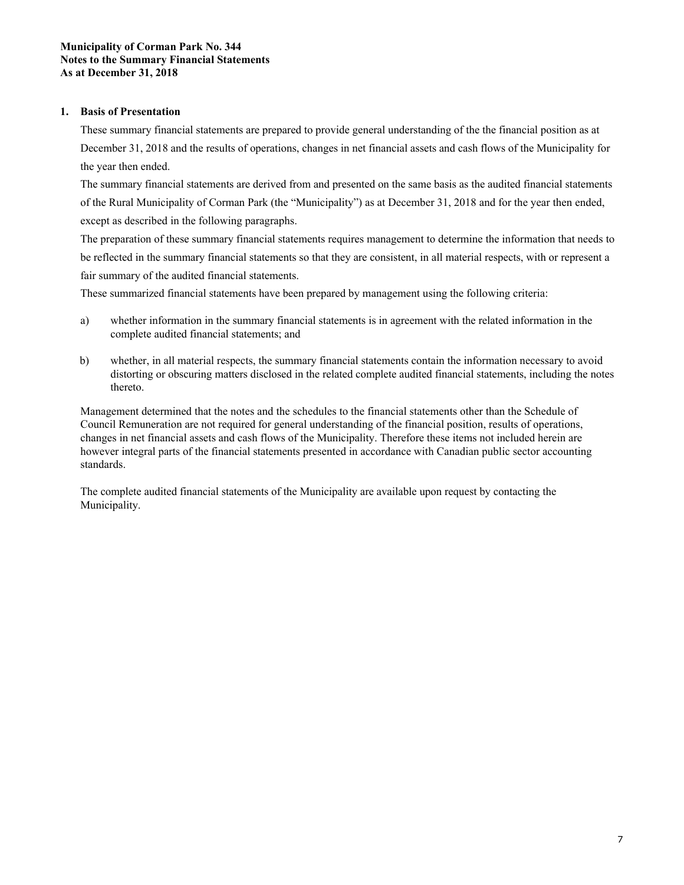**Municipality of Corman Park No. 344**
**Notes to the Summary Financial Statements**
**As at December 31, 2018**

## 1. Basis of Presentation

These summary financial statements are prepared to provide general understanding of the the financial position as at December 31, 2018 and the results of operations, changes in net financial assets and cash flows of the Municipality for the year then ended.

The summary financial statements are derived from and presented on the same basis as the audited financial statements of the Rural Municipality of Corman Park (the "Municipality") as at December 31, 2018 and for the year then ended, except as described in the following paragraphs.

The preparation of these summary financial statements requires management to determine the information that needs to be reflected in the summary financial statements so that they are consistent, in all material respects, with or represent a fair summary of the audited financial statements.

These summarized financial statements have been prepared by management using the following criteria:

a) whether information in the summary financial statements is in agreement with the related information in the complete audited financial statements; and

b) whether, in all material respects, the summary financial statements contain the information necessary to avoid distorting or obscuring matters disclosed in the related complete audited financial statements, including the notes thereto.

Management determined that the notes and the schedules to the financial statements other than the Schedule of Council Remuneration are not required for general understanding of the financial position, results of operations, changes in net financial assets and cash flows of the Municipality. Therefore these items not included herein are however integral parts of the financial statements presented in accordance with Canadian public sector accounting standards.

The complete audited financial statements of the Municipality are available upon request by contacting the Municipality.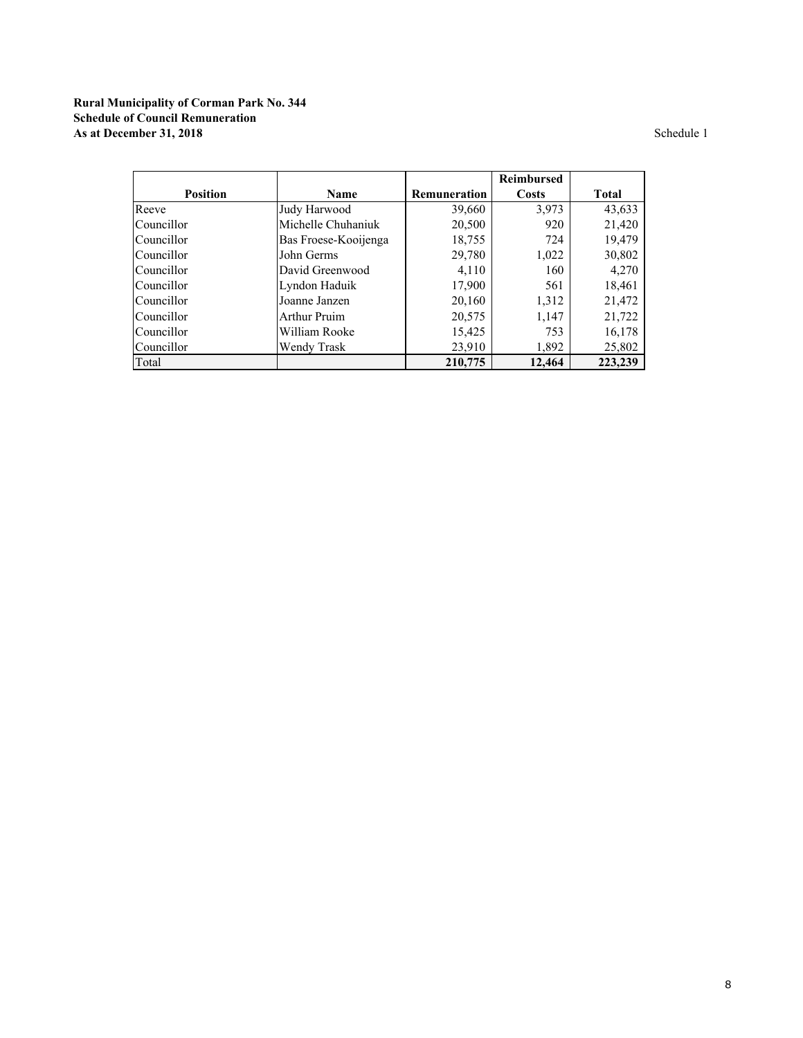**Rural Municipality of Corman Park No. 344**
**Schedule of Council Remuneration**
**As at December 31, 2018**

Schedule 1

| Position | Name | Remuneration | Reimbursed Costs | Total |
|---|---|---|---|---|
| Reeve | Judy Harwood | 39,660 | 3,973 | 43,633 |
| Councillor | Michelle Chuhaniuk | 20,500 | 920 | 21,420 |
| Councillor | Bas Froese-Kooijenga | 18,755 | 724 | 19,479 |
| Councillor | John Germs | 29,780 | 1,022 | 30,802 |
| Councillor | David Greenwood | 4,110 | 160 | 4,270 |
| Councillor | Lyndon Haduik | 17,900 | 561 | 18,461 |
| Councillor | Joanne Janzen | 20,160 | 1,312 | 21,472 |
| Councillor | Arthur Pruim | 20,575 | 1,147 | 21,722 |
| Councillor | William Rooke | 15,425 | 753 | 16,178 |
| Councillor | Wendy Trask | 23,910 | 1,892 | 25,802 |
| Total | | **210,775** | **12,464** | **223,239** |